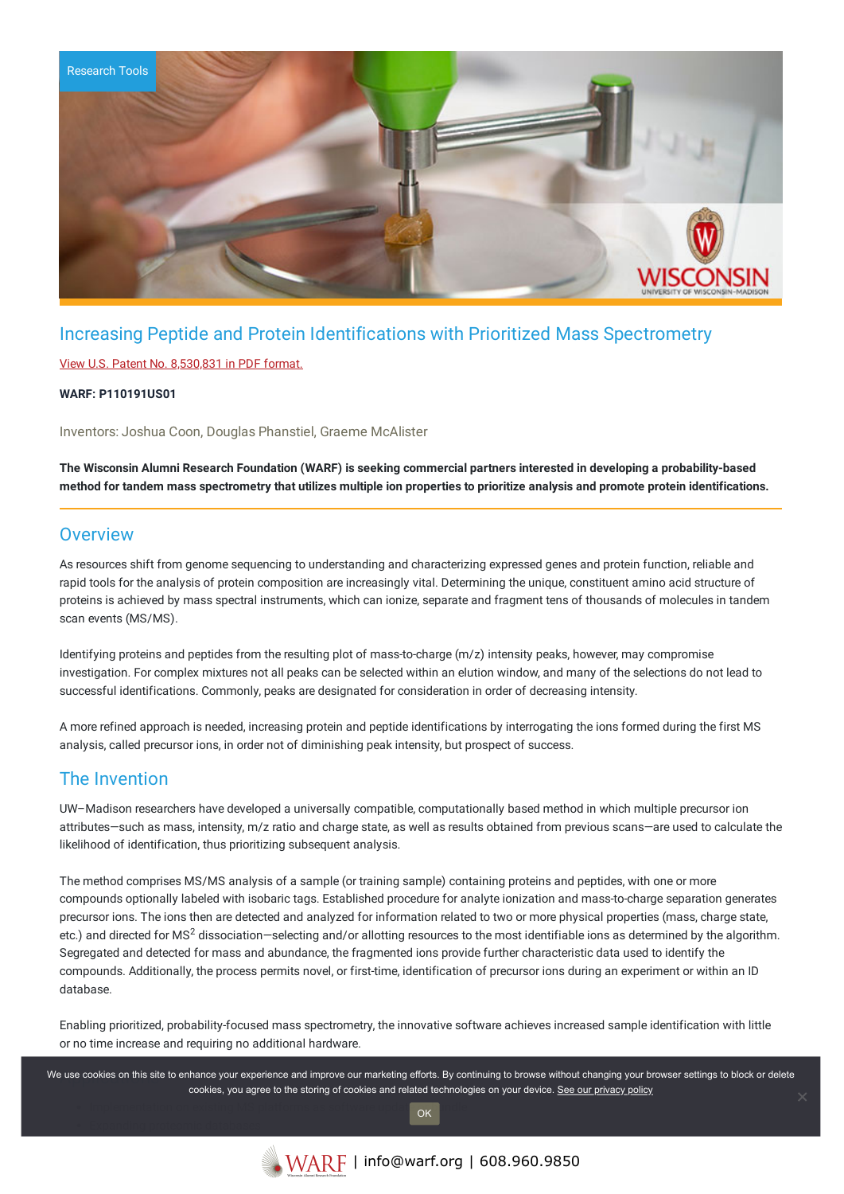Research Tools

# Increasing Peptide and Protein Identifications with Prioritized Mass Spectrometry

View U.S. Patent No. 8,530,831 in PDF format.

**WARF: P110191US01**

Inventors: Joshua Coon, Douglas Phanstiel, Graeme McAlister

**The Wisconsin Alumni Research Foundation (WARF) is seeking commercial partners interested in developing a probability-based method for tandem mass spectrometry that utilizes multiple ion properties to prioritize analysis and promote protein identifications.**

## Overview

As resources shift from genome sequencing to understanding and characterizing expressed genes and protein function, reliable and rapid tools for the analysis of protein composition are increasingly vital. Determining the unique, constituent amino acid structure of proteins is achieved by mass spectral instruments, which can ionize, separate and fragment tens of thousands of molecules in tandem scan events (MS/MS).

Identifying proteins and peptides from the resulting plot of mass-to-charge (m/z) intensity peaks, however, may compromise investigation. For complex mixtures not all peaks can be selected within an elution window, and many of the selections do not lead to successful identifications. Commonly, peaks are designated for consideration in order of decreasing intensity.

A more refined approach is needed, increasing protein and peptide identifications by interrogating the ions formed during the first MS analysis, called precursor ions, in order not of diminishing peak intensity, but prospect of success.

## The Invention

UW–Madison researchers have developed a universally compatible, computationally based method in which multiple precursor ion attributes—such as mass, intensity, m/z ratio and charge state, as well as results obtained from previous scans—are used to calculate the likelihood of identification, thus prioritizing subsequent analysis.

The method comprises MS/MS analysis of a sample (or training sample) containing proteins and peptides, with one or more compounds optionally labeled with isobaric tags. Established procedure for analyte ionization and mass-to-charge separation generates precursor ions. The ions then are detected and analyzed for information related to two or more physical properties (mass, charge state, etc.) and directed for $MS^2$ dissociation—selecting and/or allotting resources to the most identifiable ions as determined by the algorithm. Segregated and detected for mass and abundance, the fragmented ions provide further characteristic data used to identify the compounds. Additionally, the process permits novel, or first-time, identification of precursor ions during an experiment or within an ID database.

Enabling prioritized, probability-focused mass spectrometry, the innovative software achieves increased sample identification with little or no time increase and requiring no additional hardware.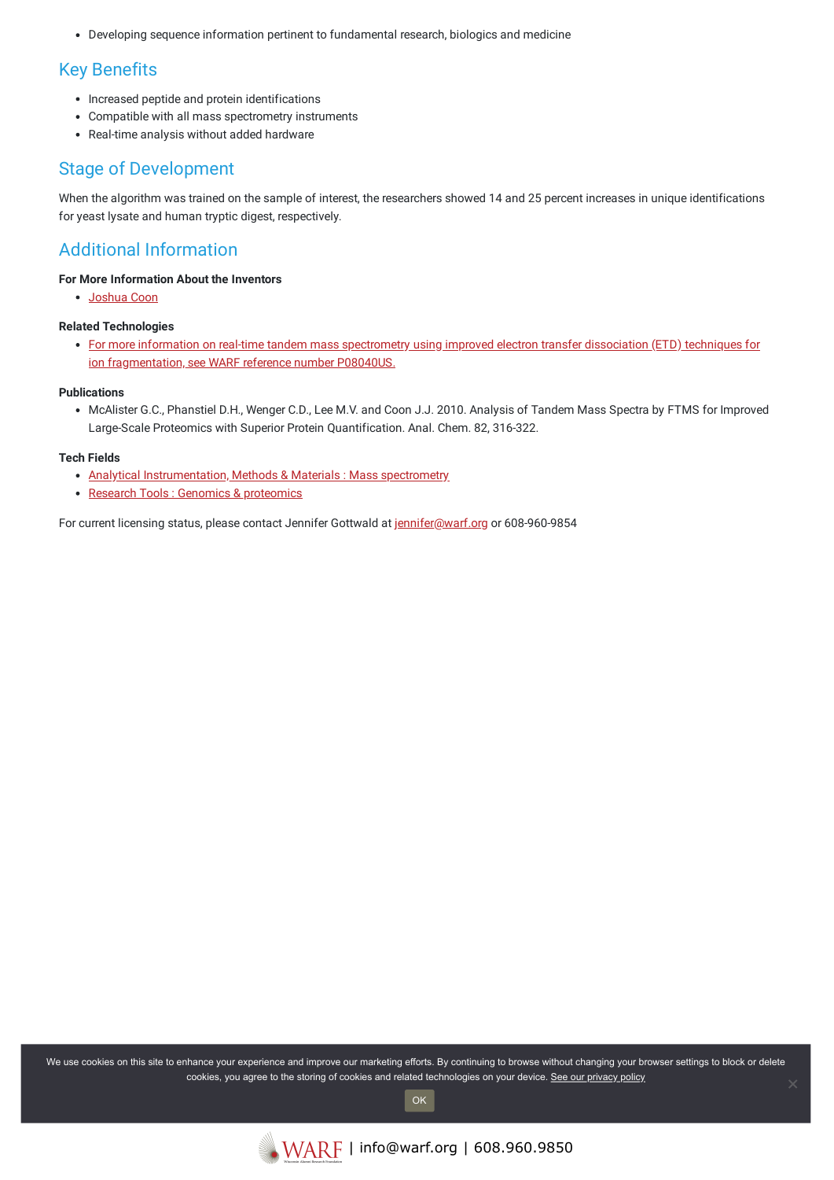- Developing sequence information pertinent to fundamental research, biologics and medicine

## Key Benefits

- Increased peptide and protein identifications
- Compatible with all mass spectrometry instruments
- Real-time analysis without added hardware

## Stage of Development

When the algorithm was trained on the sample of interest, the researchers showed 14 and 25 percent increases in unique identifications for yeast lysate and human tryptic digest, respectively.

## Additional Information

**For More Information About the Inventors**

- Joshua Coon

**Related Technologies**

- For more information on real-time tandem mass spectrometry using improved electron transfer dissociation (ETD) techniques for ion fragmentation, see WARF reference number P08040US.

**Publications**

- McAlister G.C., Phanstiel D.H., Wenger C.D., Lee M.V. and Coon J.J. 2010. Analysis of Tandem Mass Spectra by FTMS for Improved Large-Scale Proteomics with Superior Protein Quantification. Anal. Chem. 82, 316-322.

**Tech Fields**

- Analytical Instrumentation, Methods & Materials : Mass spectrometry
- Research Tools : Genomics & proteomics

For current licensing status, please contact Jennifer Gottwald at jennifer@warf.org or 608-960-9854

We use cookies on this site to enhance your experience and improve our marketing efforts. By continuing to browse without changing your browser settings to block or delete cookies, you agree to the storing of cookies and related technologies on your device. See our privacy policy

OK